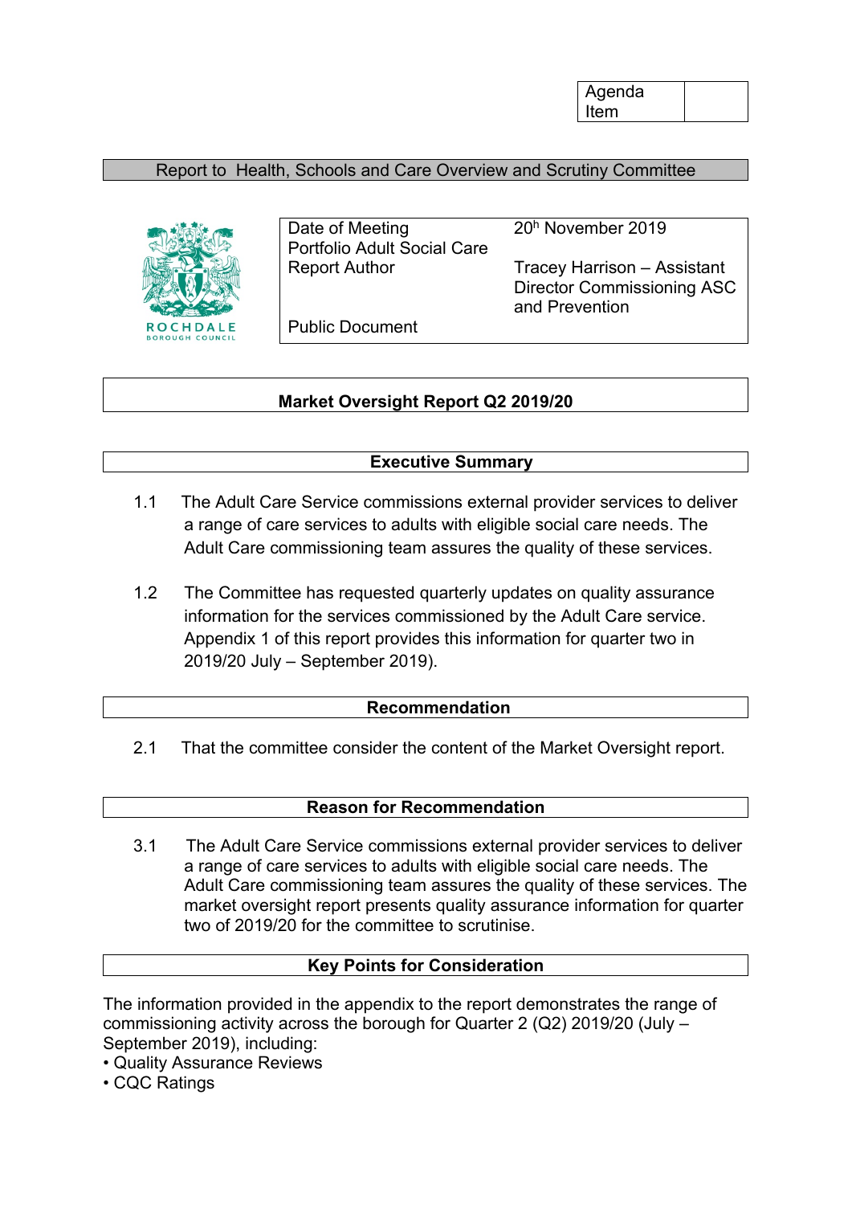| Agenda Item | |
|---|---|

Report to Health, Schools and Care Overview and Scrutiny Committee

| | |
|---|---|
| Date of Meeting | 20h November 2019 |
| Portfolio Adult Social Care | |
| Report Author | Tracey Harrison – Assistant Director Commissioning ASC and Prevention |
| Public Document | |

## Market Oversight Report Q2 2019/20

### Executive Summary

1.1 The Adult Care Service commissions external provider services to deliver a range of care services to adults with eligible social care needs. The Adult Care commissioning team assures the quality of these services.

1.2 The Committee has requested quarterly updates on quality assurance information for the services commissioned by the Adult Care service. Appendix 1 of this report provides this information for quarter two in 2019/20 July – September 2019).

### Recommendation

2.1 That the committee consider the content of the Market Oversight report.

### Reason for Recommendation

3.1 The Adult Care Service commissions external provider services to deliver a range of care services to adults with eligible social care needs. The Adult Care commissioning team assures the quality of these services. The market oversight report presents quality assurance information for quarter two of 2019/20 for the committee to scrutinise.

### Key Points for Consideration

The information provided in the appendix to the report demonstrates the range of commissioning activity across the borough for Quarter 2 (Q2) 2019/20 (July – September 2019), including:

- Quality Assurance Reviews
- CQC Ratings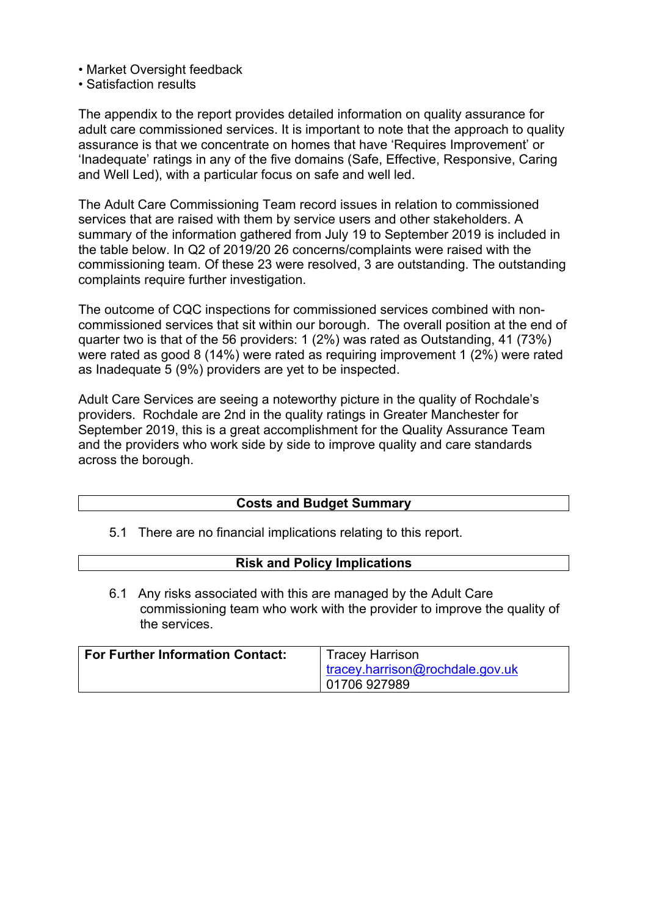- Market Oversight feedback
- Satisfaction results

The appendix to the report provides detailed information on quality assurance for adult care commissioned services. It is important to note that the approach to quality assurance is that we concentrate on homes that have 'Requires Improvement' or 'Inadequate' ratings in any of the five domains (Safe, Effective, Responsive, Caring and Well Led), with a particular focus on safe and well led.

The Adult Care Commissioning Team record issues in relation to commissioned services that are raised with them by service users and other stakeholders. A summary of the information gathered from July 19 to September 2019 is included in the table below. In Q2 of 2019/20 26 concerns/complaints were raised with the commissioning team. Of these 23 were resolved, 3 are outstanding. The outstanding complaints require further investigation.

The outcome of CQC inspections for commissioned services combined with non-commissioned services that sit within our borough. The overall position at the end of quarter two is that of the 56 providers: 1 (2%) was rated as Outstanding, 41 (73%) were rated as good 8 (14%) were rated as requiring improvement 1 (2%) were rated as Inadequate 5 (9%) providers are yet to be inspected.

Adult Care Services are seeing a noteworthy picture in the quality of Rochdale's providers. Rochdale are 2nd in the quality ratings in Greater Manchester for September 2019, this is a great accomplishment for the Quality Assurance Team and the providers who work side by side to improve quality and care standards across the borough.

## Costs and Budget Summary

5.1 There are no financial implications relating to this report.

## Risk and Policy Implications

6.1 Any risks associated with this are managed by the Adult Care commissioning team who work with the provider to improve the quality of the services.

| | |
|---|---|
| **For Further Information Contact:** | Tracey Harrison<br>tracey.harrison@rochdale.gov.uk<br>01706 927989 |